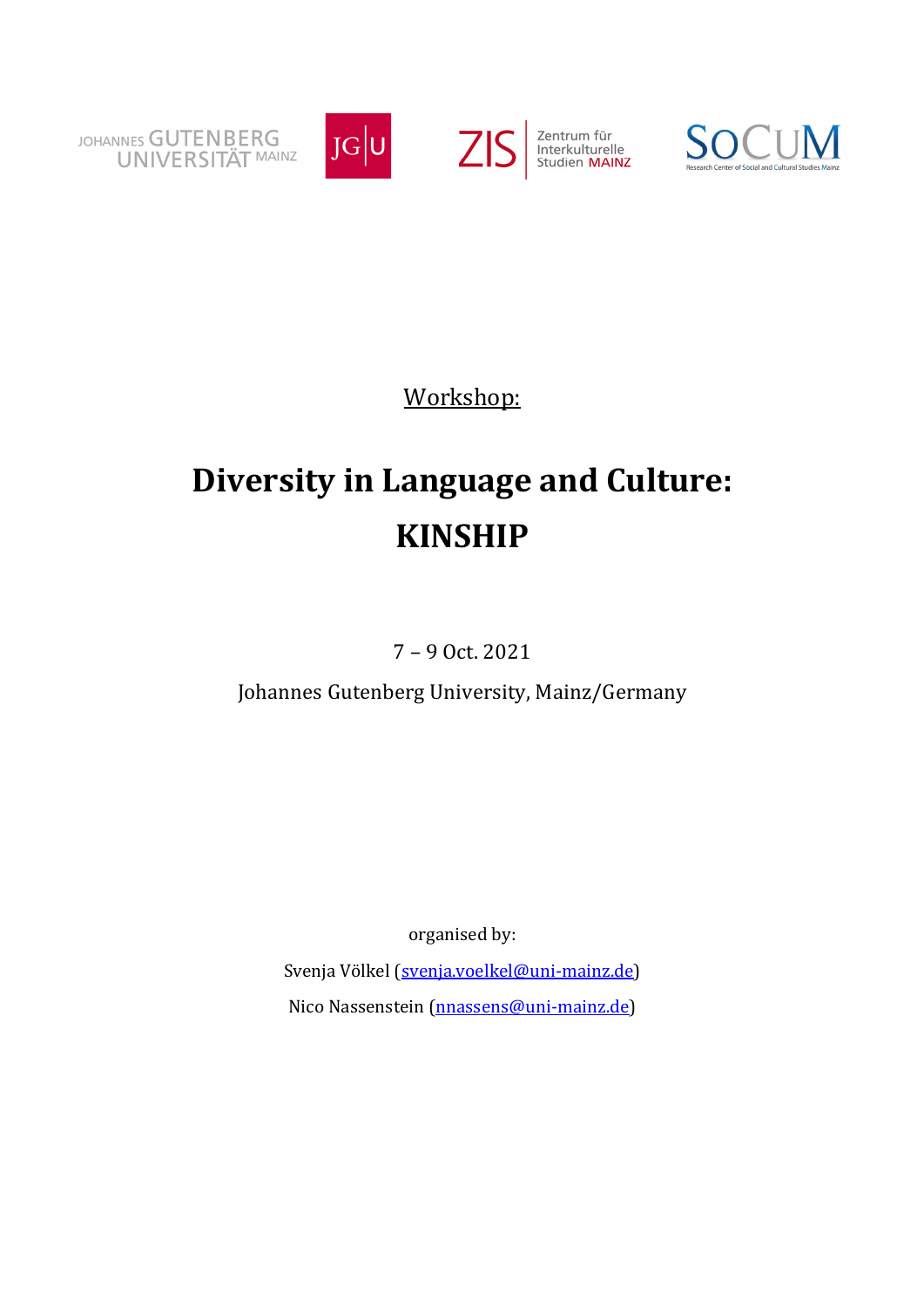Workshop:

# Diversity in Language and Culture: KINSHIP

7 – 9 Oct. 2021

Johannes Gutenberg University, Mainz/Germany

organised by:

Svenja Völkel (svenja.voelkel@uni-mainz.de)

Nico Nassenstein (nnassens@uni-mainz.de)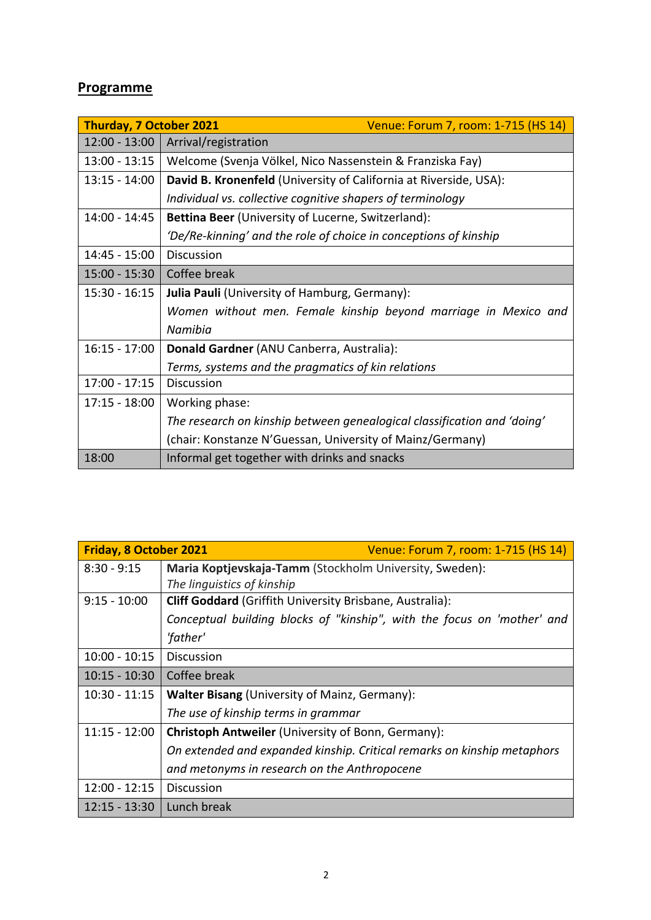## Programme

| Thurday, 7 October 2021 | Venue: Forum 7, room: 1-715 (HS 14) |
|---|---|
| 12:00 - 13:00 | Arrival/registration |
| 13:00 - 13:15 | Welcome (Svenja Völkel, Nico Nassenstein & Franziska Fay) |
| 13:15 - 14:00 | **David B. Kronenfeld** (University of California at Riverside, USA): *Individual vs. collective cognitive shapers of terminology* |
| 14:00 - 14:45 | **Bettina Beer** (University of Lucerne, Switzerland): *'De/Re-kinning' and the role of choice in conceptions of kinship* |
| 14:45 - 15:00 | Discussion |
| 15:00 - 15:30 | Coffee break |
| 15:30 - 16:15 | **Julia Pauli** (University of Hamburg, Germany): *Women without men. Female kinship beyond marriage in Mexico and Namibia* |
| 16:15 - 17:00 | **Donald Gardner** (ANU Canberra, Australia): *Terms, systems and the pragmatics of kin relations* |
| 17:00 - 17:15 | Discussion |
| 17:15 - 18:00 | Working phase: *The research on kinship between genealogical classification and 'doing'* (chair: Konstanze N'Guessan, University of Mainz/Germany) |
| 18:00 | Informal get together with drinks and snacks |

| Friday, 8 October 2021 | Venue: Forum 7, room: 1-715 (HS 14) |
|---|---|
| 8:30 - 9:15 | **Maria Koptjevskaja-Tamm** (Stockholm University, Sweden): *The linguistics of kinship* |
| 9:15 - 10:00 | **Cliff Goddard** (Griffith University Brisbane, Australia): *Conceptual building blocks of "kinship", with the focus on 'mother' and 'father'* |
| 10:00 - 10:15 | Discussion |
| 10:15 - 10:30 | Coffee break |
| 10:30 - 11:15 | **Walter Bisang** (University of Mainz, Germany): *The use of kinship terms in grammar* |
| 11:15 - 12:00 | **Christoph Antweiler** (University of Bonn, Germany): *On extended and expanded kinship. Critical remarks on kinship metaphors and metonyms in research on the Anthropocene* |
| 12:00 - 12:15 | Discussion |
| 12:15 - 13:30 | Lunch break |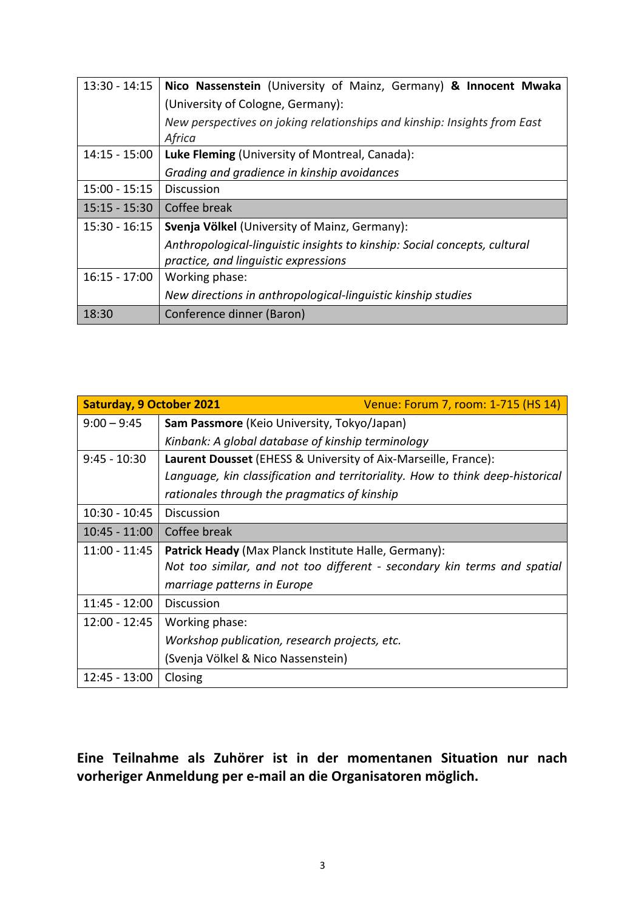| | |
|---|---|
| 13:30 - 14:15 | **Nico Nassenstein** (University of Mainz, Germany) **& Innocent Mwaka** (University of Cologne, Germany): *New perspectives on joking relationships and kinship: Insights from East Africa* |
| 14:15 - 15:00 | **Luke Fleming** (University of Montreal, Canada): *Grading and gradience in kinship avoidances* |
| 15:00 - 15:15 | Discussion |
| 15:15 - 15:30 | Coffee break |
| 15:30 - 16:15 | **Svenja Völkel** (University of Mainz, Germany): *Anthropological-linguistic insights to kinship: Social concepts, cultural practice, and linguistic expressions* |
| 16:15 - 17:00 | Working phase: *New directions in anthropological-linguistic kinship studies* |
| 18:30 | Conference dinner (Baron) |

| **Saturday, 9 October 2021** | Venue: Forum 7, room: 1-715 (HS 14) |
|---|---|
| 9:00 – 9:45 | **Sam Passmore** (Keio University, Tokyo/Japan) *Kinbank: A global database of kinship terminology* |
| 9:45 - 10:30 | **Laurent Dousset** (EHESS & University of Aix-Marseille, France): *Language, kin classification and territoriality. How to think deep-historical rationales through the pragmatics of kinship* |
| 10:30 - 10:45 | Discussion |
| 10:45 - 11:00 | Coffee break |
| 11:00 - 11:45 | **Patrick Heady** (Max Planck Institute Halle, Germany): *Not too similar, and not too different - secondary kin terms and spatial marriage patterns in Europe* |
| 11:45 - 12:00 | Discussion |
| 12:00 - 12:45 | Working phase: *Workshop publication, research projects, etc.* (Svenja Völkel & Nico Nassenstein) |
| 12:45 - 13:00 | Closing |

**Eine Teilnahme als Zuhörer ist in der momentanen Situation nur nach vorheriger Anmeldung per e-mail an die Organisatoren möglich.**